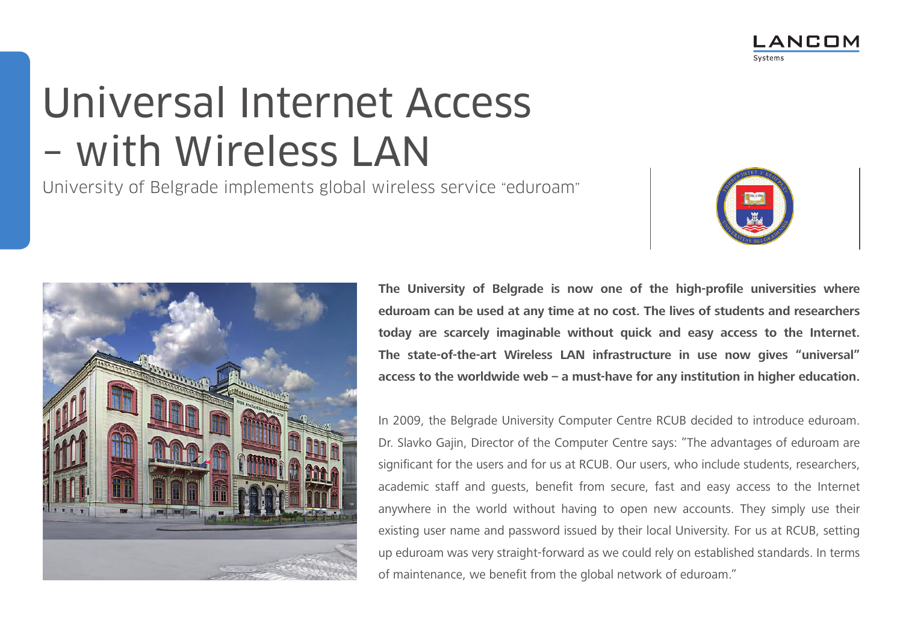# Universal Internet Access – with Wireless LAN

University of Belgrade implements global wireless service "eduroam"

**The University of Belgrade is now one of the high-profile universities where eduroam can be used at any time at no cost. The lives of students and researchers today are scarcely imaginable without quick and easy access to the Internet. The state-of-the-art Wireless LAN infrastructure in use now gives "universal" access to the worldwide web – a must-have for any institution in higher education.**

In 2009, the Belgrade University Computer Centre RCUB decided to introduce eduroam. Dr. Slavko Gajin, Director of the Computer Centre says: "The advantages of eduroam are significant for the users and for us at RCUB. Our users, who include students, researchers, academic staff and guests, benefit from secure, fast and easy access to the Internet anywhere in the world without having to open new accounts. They simply use their existing user name and password issued by their local University. For us at RCUB, setting up eduroam was very straight-forward as we could rely on established standards. In terms of maintenance, we benefit from the global network of eduroam."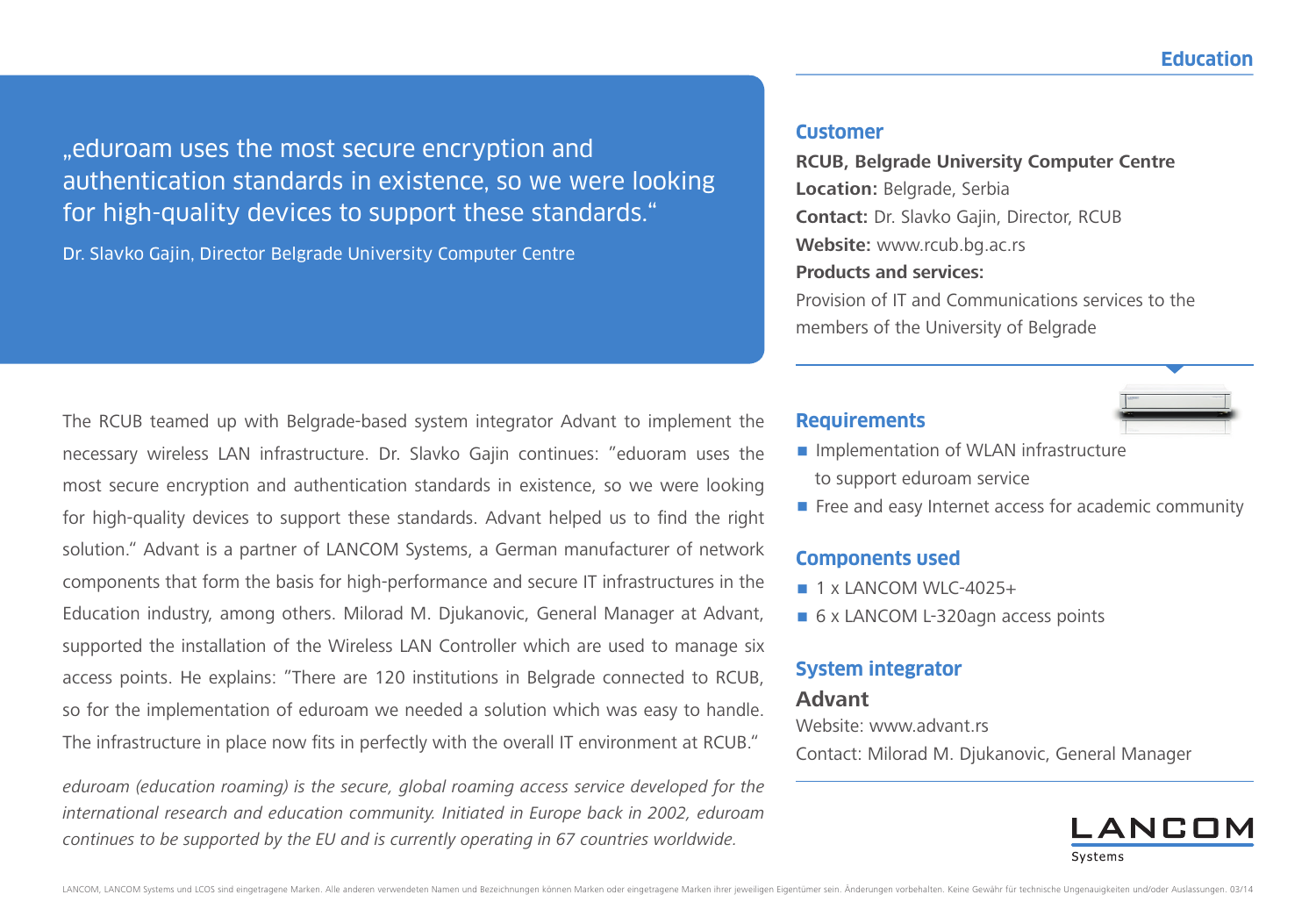„eduroam uses the most secure encryption and authentication standards in existence, so we were looking for high-quality devices to support these standards.“

Dr. Slavko Gajin, Director Belgrade University Computer Centre

The RCUB teamed up with Belgrade-based system integrator Advant to implement the necessary wireless LAN infrastructure. Dr. Slavko Gajin continues: "eduroam uses the most secure encryption and authentication standards in existence, so we were looking for high-quality devices to support these standards. Advant helped us to find the right solution." Advant is a partner of LANCOM Systems, a German manufacturer of network components that form the basis for high-performance and secure IT infrastructures in the Education industry, among others. Milorad M. Djukanovic, General Manager at Advant, supported the installation of the Wireless LAN Controller which are used to manage six access points. He explains: "There are 120 institutions in Belgrade connected to RCUB, so for the implementation of eduroam we needed a solution which was easy to handle. The infrastructure in place now fits in perfectly with the overall IT environment at RCUB."

*eduroam (education roaming) is the secure, global roaming access service developed for the international research and education community. Initiated in Europe back in 2002, eduroam continues to be supported by the EU and is currently operating in 67 countries worldwide.*

**Education**

## Customer

**RCUB, Belgrade University Computer Centre**
**Location:** Belgrade, Serbia
**Contact:** Dr. Slavko Gajin, Director, RCUB
**Website:** www.rcub.bg.ac.rs
**Products and services:**
Provision of IT and Communications services to the members of the University of Belgrade

## Requirements

- Implementation of WLAN infrastructure to support eduroam service
- Free and easy Internet access for academic community

## Components used

- 1 x LANCOM WLC-4025+
- 6 x LANCOM L-320agn access points

## System integrator

**Advant**
Website: www.advant.rs
Contact: Milorad M. Djukanovic, General Manager

LANCOM Systems

LANCOM, LANCOM Systems und LCOS sind eingetragene Marken. Alle anderen verwendeten Namen und Bezeichnungen können Marken oder eingetragene Marken ihrer jeweiligen Eigentümer sein. Änderungen vorbehalten. Keine Gewähr für technische Ungenauigkeiten und/oder Auslassungen. 03/14